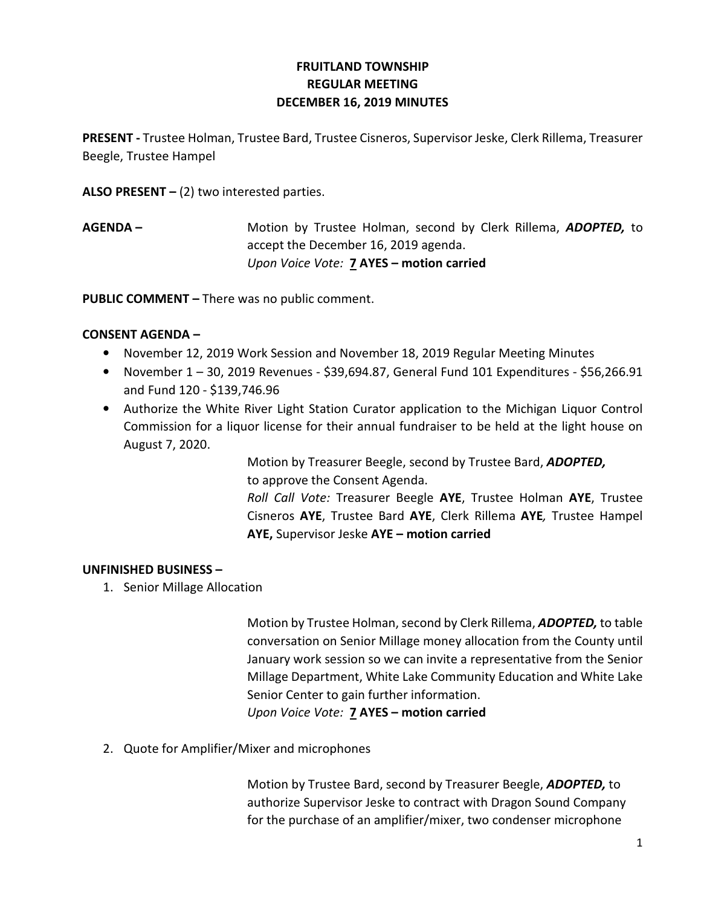**FRUITLAND TOWNSHIP**
**REGULAR MEETING**
**DECEMBER 16, 2019 MINUTES**

**PRESENT -** Trustee Holman, Trustee Bard, Trustee Cisneros, Supervisor Jeske, Clerk Rillema, Treasurer Beegle, Trustee Hampel

**ALSO PRESENT –** (2) two interested parties.

**AGENDA –** Motion by Trustee Holman, second by Clerk Rillema, ***ADOPTED,*** to accept the December 16, 2019 agenda.
*Upon Voice Vote:* **7 AYES – motion carried**

**PUBLIC COMMENT –** There was no public comment.

**CONSENT AGENDA –**

- November 12, 2019 Work Session and November 18, 2019 Regular Meeting Minutes
- November 1 – 30, 2019 Revenues - $39,694.87, General Fund 101 Expenditures - $56,266.91 and Fund 120 - $139,746.96
- Authorize the White River Light Station Curator application to the Michigan Liquor Control Commission for a liquor license for their annual fundraiser to be held at the light house on August 7, 2020.

Motion by Treasurer Beegle, second by Trustee Bard, ***ADOPTED,*** to approve the Consent Agenda.
*Roll Call Vote:* Treasurer Beegle **AYE**, Trustee Holman **AYE**, Trustee Cisneros **AYE**, Trustee Bard **AYE**, Clerk Rillema **AYE***,* Trustee Hampel **AYE,** Supervisor Jeske **AYE – motion carried**

**UNFINISHED BUSINESS –**

1. Senior Millage Allocation

Motion by Trustee Holman, second by Clerk Rillema, ***ADOPTED,*** to table conversation on Senior Millage money allocation from the County until January work session so we can invite a representative from the Senior Millage Department, White Lake Community Education and White Lake Senior Center to gain further information.
*Upon Voice Vote:* **7 AYES – motion carried**

2. Quote for Amplifier/Mixer and microphones

Motion by Trustee Bard, second by Treasurer Beegle, ***ADOPTED,*** to authorize Supervisor Jeske to contract with Dragon Sound Company for the purchase of an amplifier/mixer, two condenser microphone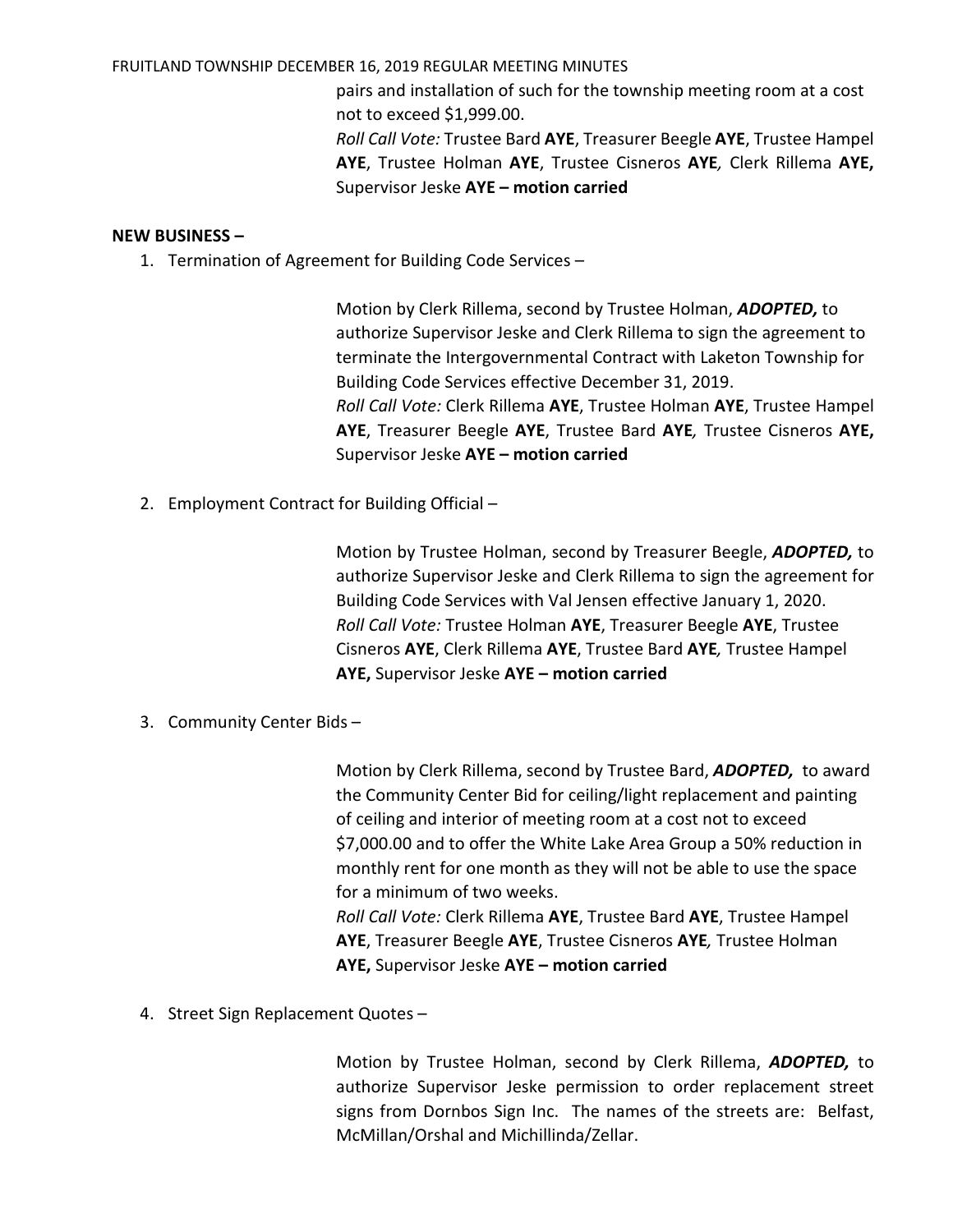pairs and installation of such for the township meeting room at a cost not to exceed $1,999.00.
*Roll Call Vote:* Trustee Bard **AYE**, Treasurer Beegle **AYE**, Trustee Hampel **AYE**, Trustee Holman **AYE**, Trustee Cisneros **AYE***,* Clerk Rillema **AYE,** Supervisor Jeske **AYE – motion carried**

**NEW BUSINESS –**

1. Termination of Agreement for Building Code Services –

   Motion by Clerk Rillema, second by Trustee Holman, ***ADOPTED,*** to authorize Supervisor Jeske and Clerk Rillema to sign the agreement to terminate the Intergovernmental Contract with Laketon Township for Building Code Services effective December 31, 2019.
   *Roll Call Vote:* Clerk Rillema **AYE**, Trustee Holman **AYE**, Trustee Hampel **AYE**, Treasurer Beegle **AYE**, Trustee Bard **AYE***,* Trustee Cisneros **AYE,** Supervisor Jeske **AYE – motion carried**

2. Employment Contract for Building Official –

   Motion by Trustee Holman, second by Treasurer Beegle, ***ADOPTED,*** to authorize Supervisor Jeske and Clerk Rillema to sign the agreement for Building Code Services with Val Jensen effective January 1, 2020.
   *Roll Call Vote:* Trustee Holman **AYE**, Treasurer Beegle **AYE**, Trustee Cisneros **AYE**, Clerk Rillema **AYE**, Trustee Bard **AYE***,* Trustee Hampel **AYE,** Supervisor Jeske **AYE – motion carried**

3. Community Center Bids –

   Motion by Clerk Rillema, second by Trustee Bard, ***ADOPTED,*** to award the Community Center Bid for ceiling/light replacement and painting of ceiling and interior of meeting room at a cost not to exceed $7,000.00 and to offer the White Lake Area Group a 50% reduction in monthly rent for one month as they will not be able to use the space for a minimum of two weeks.
   *Roll Call Vote:* Clerk Rillema **AYE**, Trustee Bard **AYE**, Trustee Hampel **AYE**, Treasurer Beegle **AYE**, Trustee Cisneros **AYE***,* Trustee Holman **AYE,** Supervisor Jeske **AYE – motion carried**

4. Street Sign Replacement Quotes –

   Motion by Trustee Holman, second by Clerk Rillema, ***ADOPTED,*** to authorize Supervisor Jeske permission to order replacement street signs from Dornbos Sign Inc. The names of the streets are: Belfast, McMillan/Orshal and Michillinda/Zellar.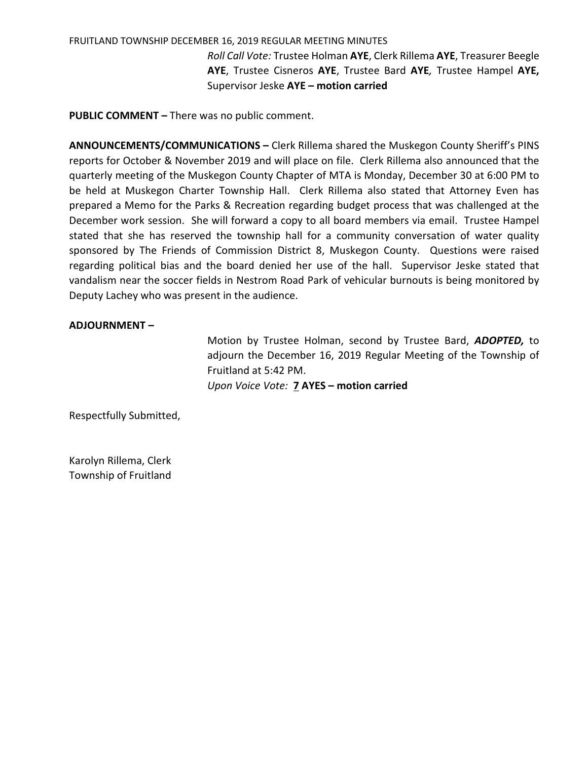*Roll Call Vote:* Trustee Holman **AYE**, Clerk Rillema **AYE**, Treasurer Beegle **AYE**, Trustee Cisneros **AYE**, Trustee Bard **AYE***,* Trustee Hampel **AYE,** Supervisor Jeske **AYE – motion carried**

**PUBLIC COMMENT –** There was no public comment.

**ANNOUNCEMENTS/COMMUNICATIONS –** Clerk Rillema shared the Muskegon County Sheriff's PINS reports for October & November 2019 and will place on file. Clerk Rillema also announced that the quarterly meeting of the Muskegon County Chapter of MTA is Monday, December 30 at 6:00 PM to be held at Muskegon Charter Township Hall. Clerk Rillema also stated that Attorney Even has prepared a Memo for the Parks & Recreation regarding budget process that was challenged at the December work session. She will forward a copy to all board members via email. Trustee Hampel stated that she has reserved the township hall for a community conversation of water quality sponsored by The Friends of Commission District 8, Muskegon County. Questions were raised regarding political bias and the board denied her use of the hall. Supervisor Jeske stated that vandalism near the soccer fields in Nestrom Road Park of vehicular burnouts is being monitored by Deputy Lachey who was present in the audience.

**ADJOURNMENT –**

Motion by Trustee Holman, second by Trustee Bard, ***ADOPTED,*** to adjourn the December 16, 2019 Regular Meeting of the Township of Fruitland at 5:42 PM.
*Upon Voice Vote:* **7 AYES – motion carried**

Respectfully Submitted,

Karolyn Rillema, Clerk
Township of Fruitland